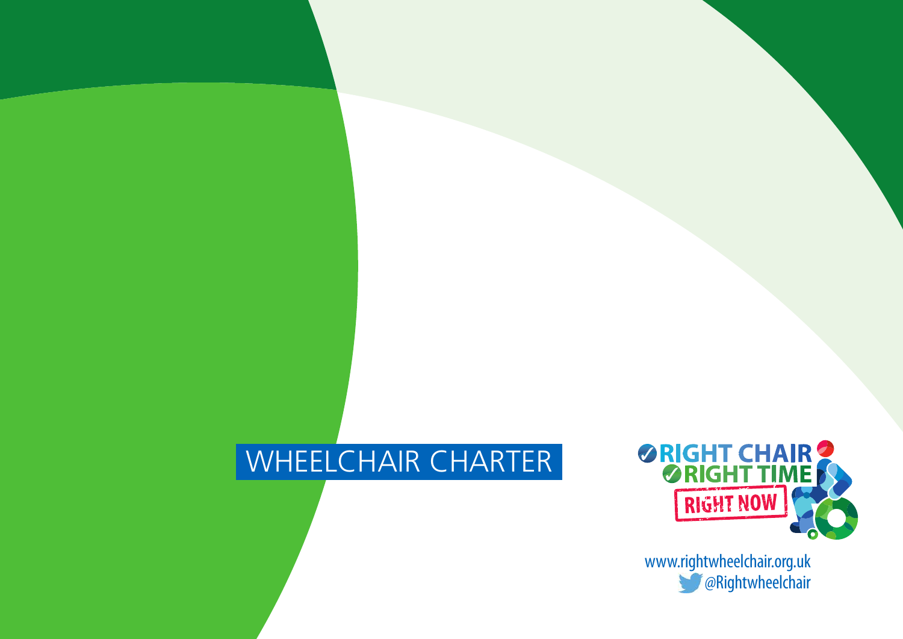# WHEELCHAIR CHARTER

RIGHT CHAIR
RIGHT TIME
RIGHT NOW

www.rightwheelchair.org.uk
@Rightwheelchair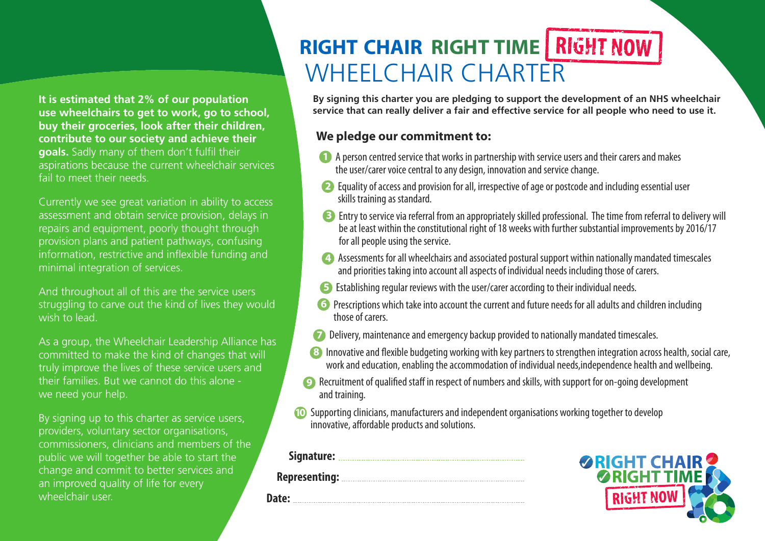# RIGHT CHAIR RIGHT TIME RIGHT NOW
# WHEELCHAIR CHARTER

**It is estimated that 2% of our population use wheelchairs to get to work, go to school, buy their groceries, look after their children, contribute to our society and achieve their goals.** Sadly many of them don't fulfil their aspirations because the current wheelchair services fail to meet their needs.

Currently we see great variation in ability to access assessment and obtain service provision, delays in repairs and equipment, poorly thought through provision plans and patient pathways, confusing information, restrictive and inflexible funding and minimal integration of services.

And throughout all of this are the service users struggling to carve out the kind of lives they would wish to lead.

As a group, the Wheelchair Leadership Alliance has committed to make the kind of changes that will truly improve the lives of these service users and their families. But we cannot do this alone - we need your help.

By signing up to this charter as service users, providers, voluntary sector organisations, commissioners, clinicians and members of the public we will together be able to start the change and commit to better services and an improved quality of life for every wheelchair user.

**By signing this charter you are pledging to support the development of an NHS wheelchair service that can really deliver a fair and effective service for all people who need to use it.**

## We pledge our commitment to:

1. A person centred service that works in partnership with service users and their carers and makes the user/carer voice central to any design, innovation and service change.
2. Equality of access and provision for all, irrespective of age or postcode and including essential user skills training as standard.
3. Entry to service via referral from an appropriately skilled professional. The time from referral to delivery will be at least within the constitutional right of 18 weeks with further substantial improvements by 2016/17 for all people using the service.
4. Assessments for all wheelchairs and associated postural support within nationally mandated timescales and priorities taking into account all aspects of individual needs including those of carers.
5. Establishing regular reviews with the user/carer according to their individual needs.
6. Prescriptions which take into account the current and future needs for all adults and children including those of carers.
7. Delivery, maintenance and emergency backup provided to nationally mandated timescales.
8. Innovative and flexible budgeting working with key partners to strengthen integration across health, social care, work and education, enabling the accommodation of individual needs,independence health and wellbeing.
9. Recruitment of qualified staff in respect of numbers and skills, with support for on-going development and training.
10. Supporting clinicians, manufacturers and independent organisations working together to develop innovative, affordable products and solutions.

**Signature:** ........................................

**Representing:** ........................................

**Date:** ........................................

RIGHT CHAIR RIGHT TIME RIGHT NOW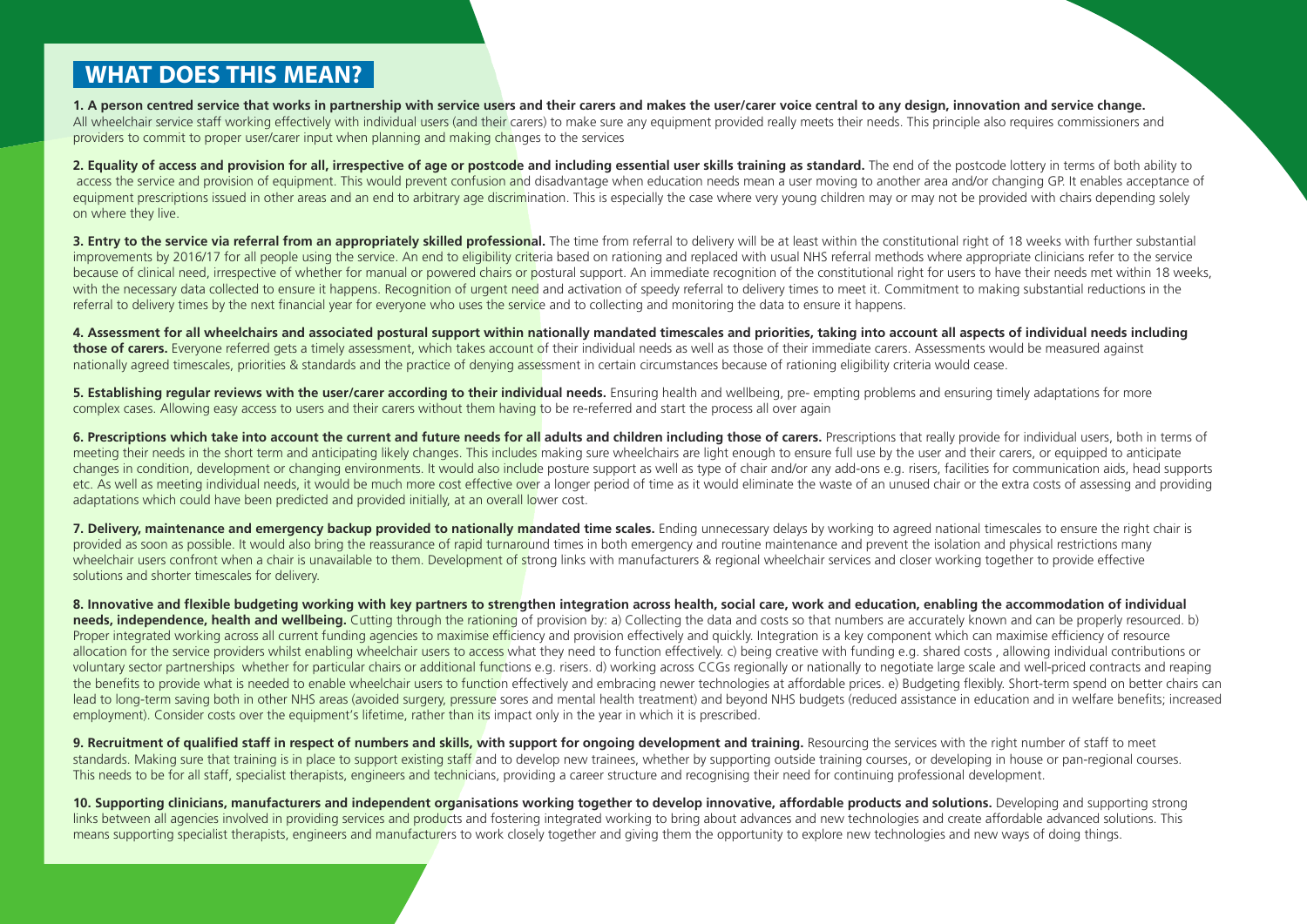## WHAT DOES THIS MEAN?

**1. A person centred service that works in partnership with service users and their carers and makes the user/carer voice central to any design, innovation and service change.** All wheelchair service staff working effectively with individual users (and their carers) to make sure any equipment provided really meets their needs. This principle also requires commissioners and providers to commit to proper user/carer input when planning and making changes to the services

**2. Equality of access and provision for all, irrespective of age or postcode and including essential user skills training as standard.** The end of the postcode lottery in terms of both ability to access the service and provision of equipment. This would prevent confusion and disadvantage when education needs mean a user moving to another area and/or changing GP. It enables acceptance of equipment prescriptions issued in other areas and an end to arbitrary age discrimination. This is especially the case where very young children may or may not be provided with chairs depending solely on where they live.

**3. Entry to the service via referral from an appropriately skilled professional.** The time from referral to delivery will be at least within the constitutional right of 18 weeks with further substantial improvements by 2016/17 for all people using the service. An end to eligibility criteria based on rationing and replaced with usual NHS referral methods where appropriate clinicians refer to the service because of clinical need, irrespective of whether for manual or powered chairs or postural support. An immediate recognition of the constitutional right for users to have their needs met within 18 weeks, with the necessary data collected to ensure it happens. Recognition of urgent need and activation of speedy referral to delivery times to meet it. Commitment to making substantial reductions in the referral to delivery times by the next financial year for everyone who uses the service and to collecting and monitoring the data to ensure it happens.

**4. Assessment for all wheelchairs and associated postural support within nationally mandated timescales and priorities, taking into account all aspects of individual needs including those of carers.** Everyone referred gets a timely assessment, which takes account of their individual needs as well as those of their immediate carers. Assessments would be measured against nationally agreed timescales, priorities & standards and the practice of denying assessment in certain circumstances because of rationing eligibility criteria would cease.

**5. Establishing regular reviews with the user/carer according to their individual needs.** Ensuring health and wellbeing, pre- empting problems and ensuring timely adaptations for more complex cases. Allowing easy access to users and their carers without them having to be re-referred and start the process all over again

**6. Prescriptions which take into account the current and future needs for all adults and children including those of carers.** Prescriptions that really provide for individual users, both in terms of meeting their needs in the short term and anticipating likely changes. This includes making sure wheelchairs are light enough to ensure full use by the user and their carers, or equipped to anticipate changes in condition, development or changing environments. It would also include posture support as well as type of chair and/or any add-ons e.g. risers, facilities for communication aids, head supports etc. As well as meeting individual needs, it would be much more cost effective over a longer period of time as it would eliminate the waste of an unused chair or the extra costs of assessing and providing adaptations which could have been predicted and provided initially, at an overall lower cost.

**7. Delivery, maintenance and emergency backup provided to nationally mandated time scales.** Ending unnecessary delays by working to agreed national timescales to ensure the right chair is provided as soon as possible. It would also bring the reassurance of rapid turnaround times in both emergency and routine maintenance and prevent the isolation and physical restrictions many wheelchair users confront when a chair is unavailable to them. Development of strong links with manufacturers & regional wheelchair services and closer working together to provide effective solutions and shorter timescales for delivery.

**8. Innovative and flexible budgeting working with key partners to strengthen integration across health, social care, work and education, enabling the accommodation of individual needs, independence, health and wellbeing.** Cutting through the rationing of provision by: a) Collecting the data and costs so that numbers are accurately known and can be properly resourced. b) Proper integrated working across all current funding agencies to maximise efficiency and provision effectively and quickly. Integration is a key component which can maximise efficiency of resource allocation for the service providers whilst enabling wheelchair users to access what they need to function effectively. c) being creative with funding e.g. shared costs , allowing individual contributions or voluntary sector partnerships whether for particular chairs or additional functions e.g. risers. d) working across CCGs regionally or nationally to negotiate large scale and well-priced contracts and reaping the benefits to provide what is needed to enable wheelchair users to function effectively and embracing newer technologies at affordable prices. e) Budgeting flexibly. Short-term spend on better chairs can lead to long-term saving both in other NHS areas (avoided surgery, pressure sores and mental health treatment) and beyond NHS budgets (reduced assistance in education and in welfare benefits; increased employment). Consider costs over the equipment's lifetime, rather than its impact only in the year in which it is prescribed.

**9. Recruitment of qualified staff in respect of numbers and skills, with support for ongoing development and training.** Resourcing the services with the right number of staff to meet standards. Making sure that training is in place to support existing staff and to develop new trainees, whether by supporting outside training courses, or developing in house or pan-regional courses. This needs to be for all staff, specialist therapists, engineers and technicians, providing a career structure and recognising their need for continuing professional development.

**10. Supporting clinicians, manufacturers and independent organisations working together to develop innovative, affordable products and solutions.** Developing and supporting strong links between all agencies involved in providing services and products and fostering integrated working to bring about advances and new technologies and create affordable advanced solutions. This means supporting specialist therapists, engineers and manufacturers to work closely together and giving them the opportunity to explore new technologies and new ways of doing things.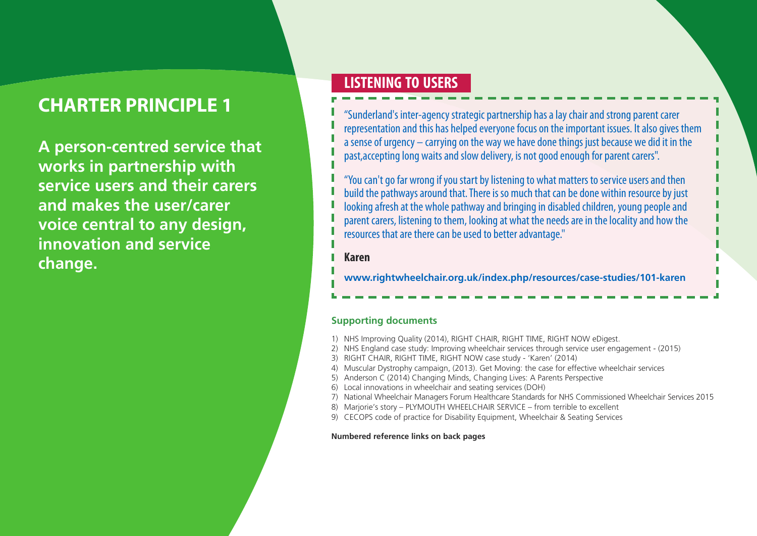# CHARTER PRINCIPLE 1

**A person-centred service that works in partnership with service users and their carers and makes the user/carer voice central to any design, innovation and service change.**

## LISTENING TO USERS

"Sunderland's inter-agency strategic partnership has a lay chair and strong parent carer representation and this has helped everyone focus on the important issues. It also gives them a sense of urgency – carrying on the way we have done things just because we did it in the past,accepting long waits and slow delivery, is not good enough for parent carers".

"You can't go far wrong if you start by listening to what matters to service users and then build the pathways around that. There is so much that can be done within resource by just looking afresh at the whole pathway and bringing in disabled children, young people and parent carers, listening to them, looking at what the needs are in the locality and how the resources that are there can be used to better advantage."

**Karen**

**www.rightwheelchair.org.uk/index.php/resources/case-studies/101-karen**

### Supporting documents

1) NHS Improving Quality (2014), RIGHT CHAIR, RIGHT TIME, RIGHT NOW eDigest.
2) NHS England case study: Improving wheelchair services through service user engagement - (2015)
3) RIGHT CHAIR, RIGHT TIME, RIGHT NOW case study - 'Karen' (2014)
4) Muscular Dystrophy campaign, (2013). Get Moving: the case for effective wheelchair services
5) Anderson C (2014) Changing Minds, Changing Lives: A Parents Perspective
6) Local innovations in wheelchair and seating services (DOH)
7) National Wheelchair Managers Forum Healthcare Standards for NHS Commissioned Wheelchair Services 2015
8) Marjorie's story – PLYMOUTH WHEELCHAIR SERVICE – from terrible to excellent
9) CECOPS code of practice for Disability Equipment, Wheelchair & Seating Services

**Numbered reference links on back pages**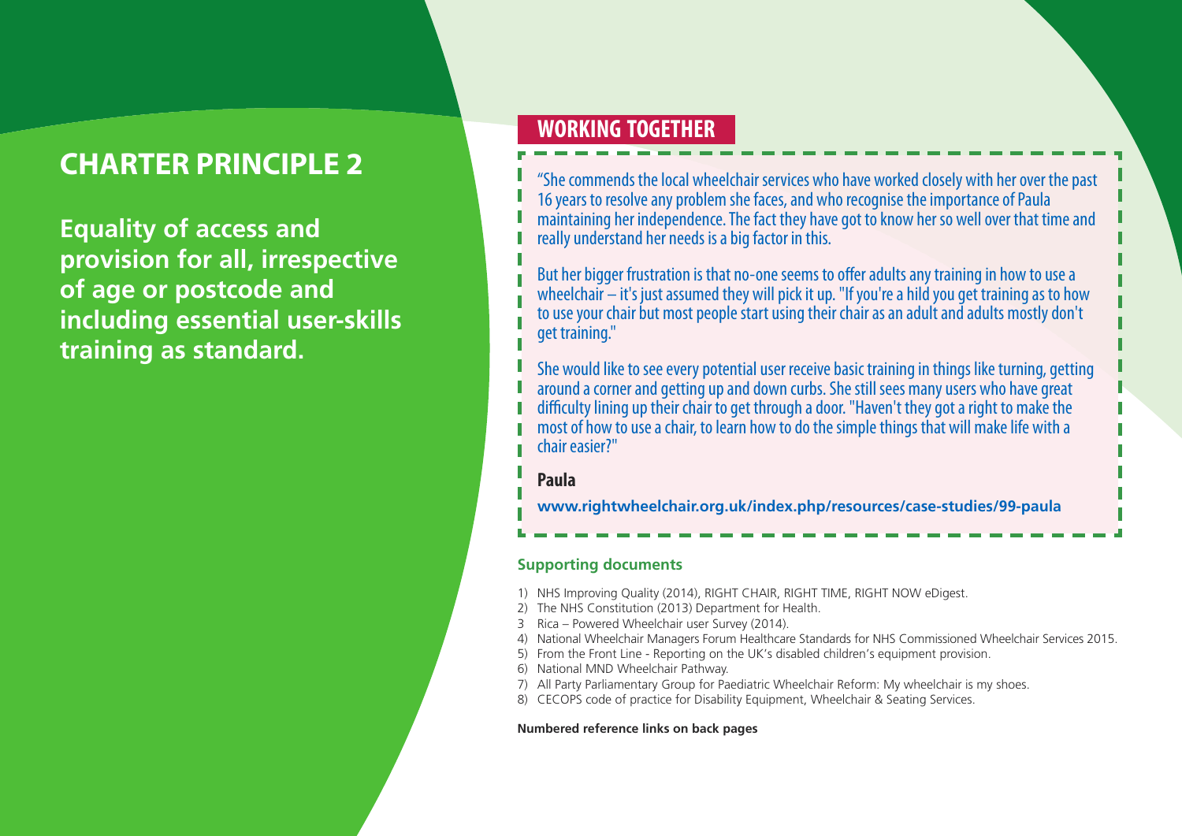# CHARTER PRINCIPLE 2

**Equality of access and provision for all, irrespective of age or postcode and including essential user-skills training as standard.**

## WORKING TOGETHER

"She commends the local wheelchair services who have worked closely with her over the past 16 years to resolve any problem she faces, and who recognise the importance of Paula maintaining her independence. The fact they have got to know her so well over that time and really understand her needs is a big factor in this.

But her bigger frustration is that no-one seems to offer adults any training in how to use a wheelchair – it's just assumed they will pick it up. "If you're a hild you get training as to how to use your chair but most people start using their chair as an adult and adults mostly don't get training."

She would like to see every potential user receive basic training in things like turning, getting around a corner and getting up and down curbs. She still sees many users who have great difficulty lining up their chair to get through a door. "Haven't they got a right to make the most of how to use a chair, to learn how to do the simple things that will make life with a chair easier?"

**Paula**

**www.rightwheelchair.org.uk/index.php/resources/case-studies/99-paula**

### Supporting documents

1) NHS Improving Quality (2014), RIGHT CHAIR, RIGHT TIME, RIGHT NOW eDigest.
2) The NHS Constitution (2013) Department for Health.
3 Rica – Powered Wheelchair user Survey (2014).
4) National Wheelchair Managers Forum Healthcare Standards for NHS Commissioned Wheelchair Services 2015.
5) From the Front Line - Reporting on the UK's disabled children's equipment provision.
6) National MND Wheelchair Pathway.
7) All Party Parliamentary Group for Paediatric Wheelchair Reform: My wheelchair is my shoes.
8) CECOPS code of practice for Disability Equipment, Wheelchair & Seating Services.

**Numbered reference links on back pages**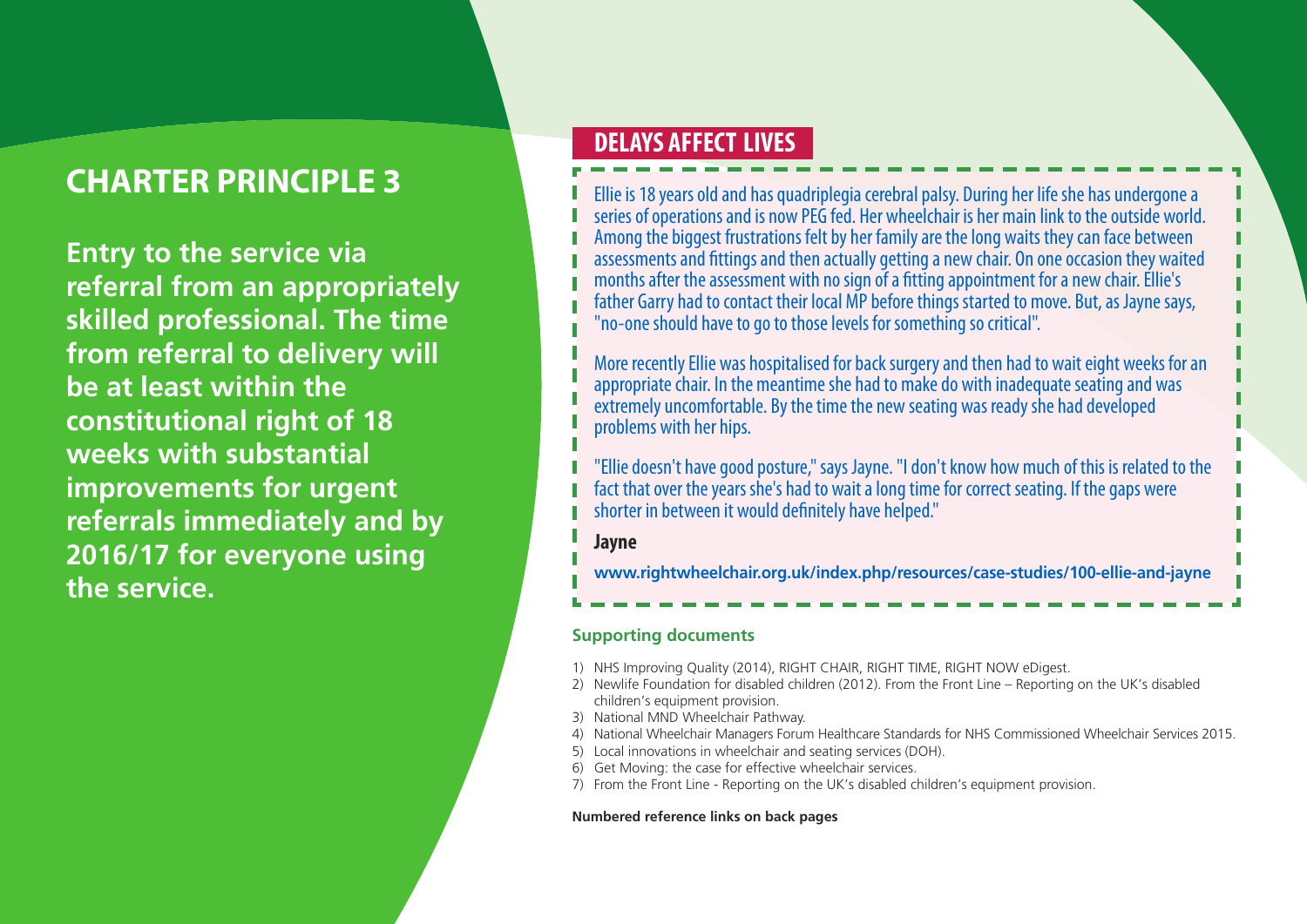# CHARTER PRINCIPLE 3

**Entry to the service via referral from an appropriately skilled professional. The time from referral to delivery will be at least within the constitutional right of 18 weeks with substantial improvements for urgent referrals immediately and by 2016/17 for everyone using the service.**

## DELAYS AFFECT LIVES

Ellie is 18 years old and has quadriplegia cerebral palsy. During her life she has undergone a series of operations and is now PEG fed. Her wheelchair is her main link to the outside world. Among the biggest frustrations felt by her family are the long waits they can face between assessments and fittings and then actually getting a new chair. On one occasion they waited months after the assessment with no sign of a fitting appointment for a new chair. Ellie's father Garry had to contact their local MP before things started to move. But, as Jayne says, "no-one should have to go to those levels for something so critical".

More recently Ellie was hospitalised for back surgery and then had to wait eight weeks for an appropriate chair. In the meantime she had to make do with inadequate seating and was extremely uncomfortable. By the time the new seating was ready she had developed problems with her hips.

"Ellie doesn't have good posture," says Jayne. "I don't know how much of this is related to the fact that over the years she's had to wait a long time for correct seating. If the gaps were shorter in between it would definitely have helped."

**Jayne**

**www.rightwheelchair.org.uk/index.php/resources/case-studies/100-ellie-and-jayne**

### Supporting documents

1) NHS Improving Quality (2014), RIGHT CHAIR, RIGHT TIME, RIGHT NOW eDigest.
2) Newlife Foundation for disabled children (2012). From the Front Line – Reporting on the UK's disabled children's equipment provision.
3) National MND Wheelchair Pathway.
4) National Wheelchair Managers Forum Healthcare Standards for NHS Commissioned Wheelchair Services 2015.
5) Local innovations in wheelchair and seating services (DOH).
6) Get Moving: the case for effective wheelchair services.
7) From the Front Line - Reporting on the UK's disabled children's equipment provision.

**Numbered reference links on back pages**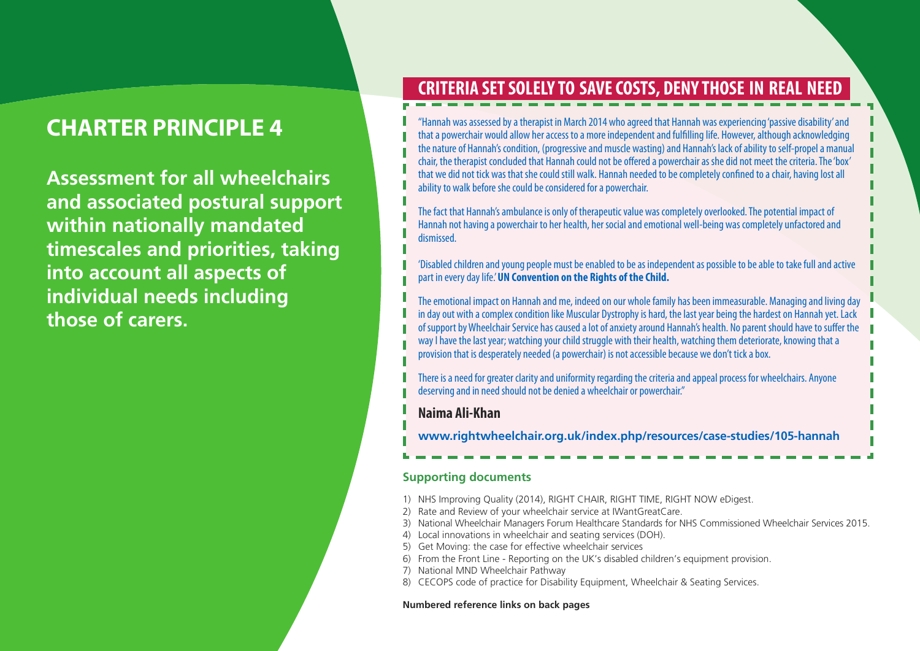# CHARTER PRINCIPLE 4

**Assessment for all wheelchairs and associated postural support within nationally mandated timescales and priorities, taking into account all aspects of individual needs including those of carers.**

## CRITERIA SET SOLELY TO SAVE COSTS, DENY THOSE IN REAL NEED

"Hannah was assessed by a therapist in March 2014 who agreed that Hannah was experiencing 'passive disability' and that a powerchair would allow her access to a more independent and fulfilling life. However, although acknowledging the nature of Hannah's condition, (progressive and muscle wasting) and Hannah's lack of ability to self-propel a manual chair, the therapist concluded that Hannah could not be offered a powerchair as she did not meet the criteria. The 'box' that we did not tick was that she could still walk. Hannah needed to be completely confined to a chair, having lost all ability to walk before she could be considered for a powerchair.

The fact that Hannah's ambulance is only of therapeutic value was completely overlooked. The potential impact of Hannah not having a powerchair to her health, her social and emotional well-being was completely unfactored and dismissed.

'Disabled children and young people must be enabled to be as independent as possible to be able to take full and active part in every day life.' **UN Convention on the Rights of the Child.**

The emotional impact on Hannah and me, indeed on our whole family has been immeasurable. Managing and living day in day out with a complex condition like Muscular Dystrophy is hard, the last year being the hardest on Hannah yet. Lack of support by Wheelchair Service has caused a lot of anxiety around Hannah's health. No parent should have to suffer the way I have the last year; watching your child struggle with their health, watching them deteriorate, knowing that a provision that is desperately needed (a powerchair) is not accessible because we don't tick a box.

There is a need for greater clarity and uniformity regarding the criteria and appeal process for wheelchairs. Anyone deserving and in need should not be denied a wheelchair or powerchair."

**Naima Ali-Khan**

**www.rightwheelchair.org.uk/index.php/resources/case-studies/105-hannah**

### Supporting documents

1) NHS Improving Quality (2014), RIGHT CHAIR, RIGHT TIME, RIGHT NOW eDigest.
2) Rate and Review of your wheelchair service at IWantGreatCare.
3) National Wheelchair Managers Forum Healthcare Standards for NHS Commissioned Wheelchair Services 2015.
4) Local innovations in wheelchair and seating services (DOH).
5) Get Moving: the case for effective wheelchair services
6) From the Front Line - Reporting on the UK's disabled children's equipment provision.
7) National MND Wheelchair Pathway
8) CECOPS code of practice for Disability Equipment, Wheelchair & Seating Services.

**Numbered reference links on back pages**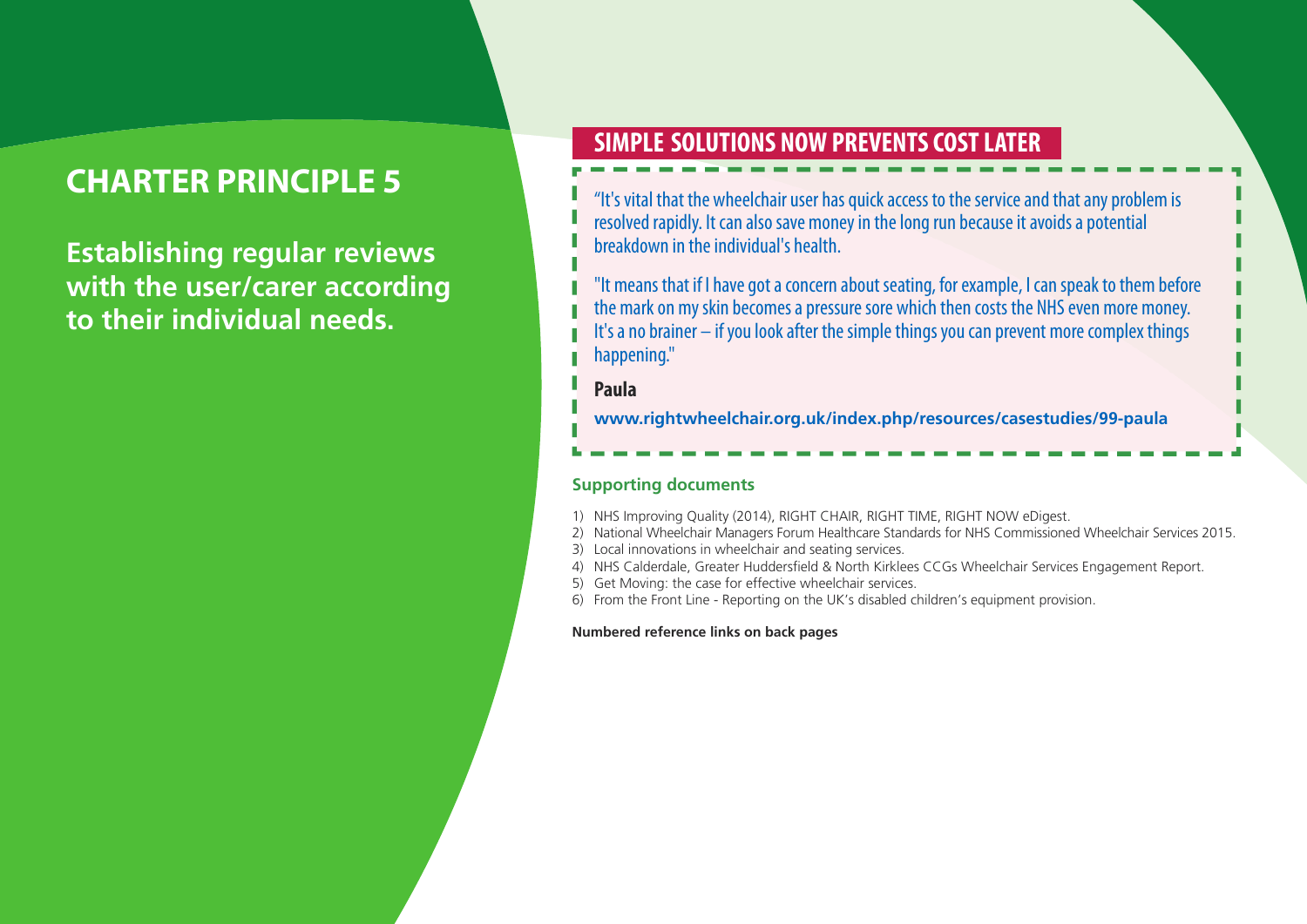# CHARTER PRINCIPLE 5

**Establishing regular reviews with the user/carer according to their individual needs.**

## SIMPLE SOLUTIONS NOW PREVENTS COST LATER

"It's vital that the wheelchair user has quick access to the service and that any problem is resolved rapidly. It can also save money in the long run because it avoids a potential breakdown in the individual's health.

"It means that if I have got a concern about seating, for example, I can speak to them before the mark on my skin becomes a pressure sore which then costs the NHS even more money. It's a no brainer – if you look after the simple things you can prevent more complex things happening."

**Paula**

**www.rightwheelchair.org.uk/index.php/resources/casestudies/99-paula**

### Supporting documents

1) NHS Improving Quality (2014), RIGHT CHAIR, RIGHT TIME, RIGHT NOW eDigest.
2) National Wheelchair Managers Forum Healthcare Standards for NHS Commissioned Wheelchair Services 2015.
3) Local innovations in wheelchair and seating services.
4) NHS Calderdale, Greater Huddersfield & North Kirklees CCGs Wheelchair Services Engagement Report.
5) Get Moving: the case for effective wheelchair services.
6) From the Front Line - Reporting on the UK's disabled children's equipment provision.

**Numbered reference links on back pages**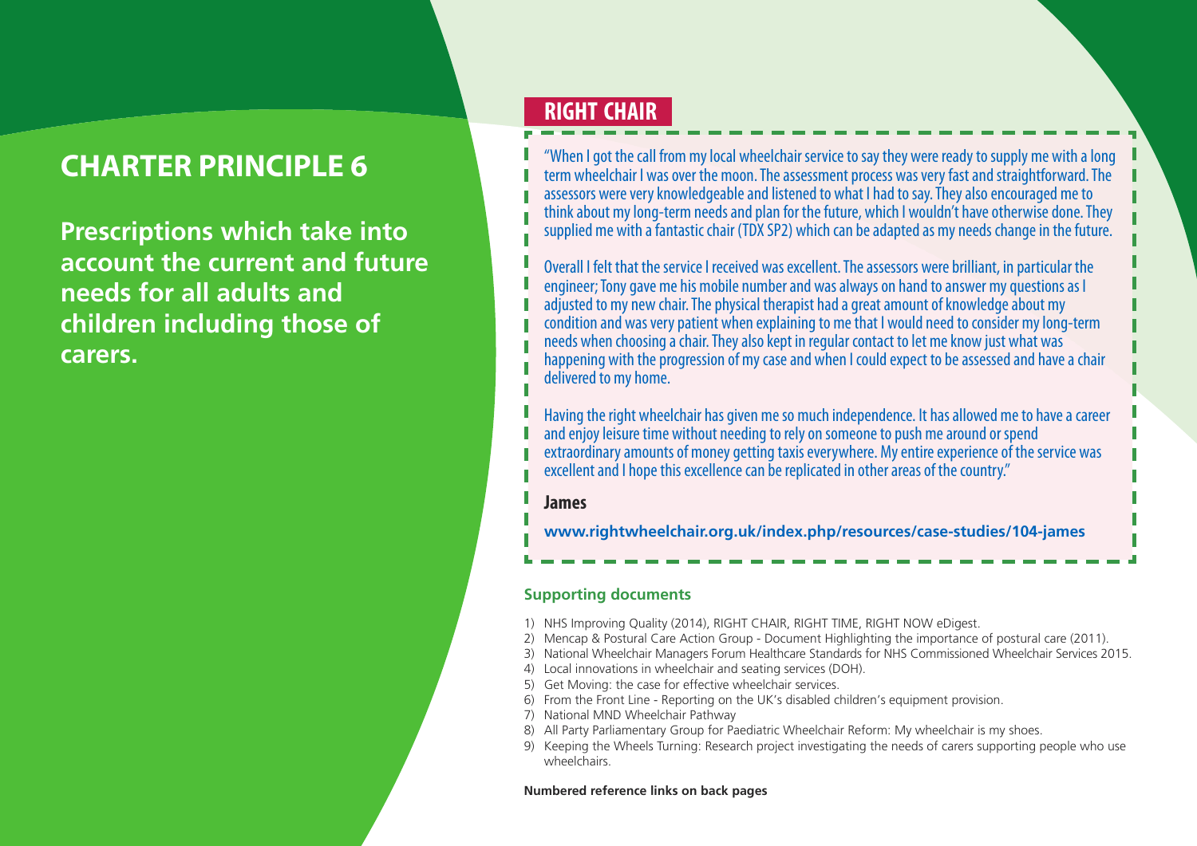# CHARTER PRINCIPLE 6

**Prescriptions which take into account the current and future needs for all adults and children including those of carers.**

## RIGHT CHAIR

"When I got the call from my local wheelchair service to say they were ready to supply me with a long term wheelchair I was over the moon. The assessment process was very fast and straightforward. The assessors were very knowledgeable and listened to what I had to say. They also encouraged me to think about my long-term needs and plan for the future, which I wouldn't have otherwise done. They supplied me with a fantastic chair (TDX SP2) which can be adapted as my needs change in the future.

Overall I felt that the service I received was excellent. The assessors were brilliant, in particular the engineer; Tony gave me his mobile number and was always on hand to answer my questions as I adjusted to my new chair. The physical therapist had a great amount of knowledge about my condition and was very patient when explaining to me that I would need to consider my long-term needs when choosing a chair. They also kept in regular contact to let me know just what was happening with the progression of my case and when I could expect to be assessed and have a chair delivered to my home.

Having the right wheelchair has given me so much independence. It has allowed me to have a career and enjoy leisure time without needing to rely on someone to push me around or spend extraordinary amounts of money getting taxis everywhere. My entire experience of the service was excellent and I hope this excellence can be replicated in other areas of the country."

**James**

**www.rightwheelchair.org.uk/index.php/resources/case-studies/104-james**

### Supporting documents

1) NHS Improving Quality (2014), RIGHT CHAIR, RIGHT TIME, RIGHT NOW eDigest.
2) Mencap & Postural Care Action Group - Document Highlighting the importance of postural care (2011).
3) National Wheelchair Managers Forum Healthcare Standards for NHS Commissioned Wheelchair Services 2015.
4) Local innovations in wheelchair and seating services (DOH).
5) Get Moving: the case for effective wheelchair services.
6) From the Front Line - Reporting on the UK's disabled children's equipment provision.
7) National MND Wheelchair Pathway
8) All Party Parliamentary Group for Paediatric Wheelchair Reform: My wheelchair is my shoes.
9) Keeping the Wheels Turning: Research project investigating the needs of carers supporting people who use wheelchairs.

**Numbered reference links on back pages**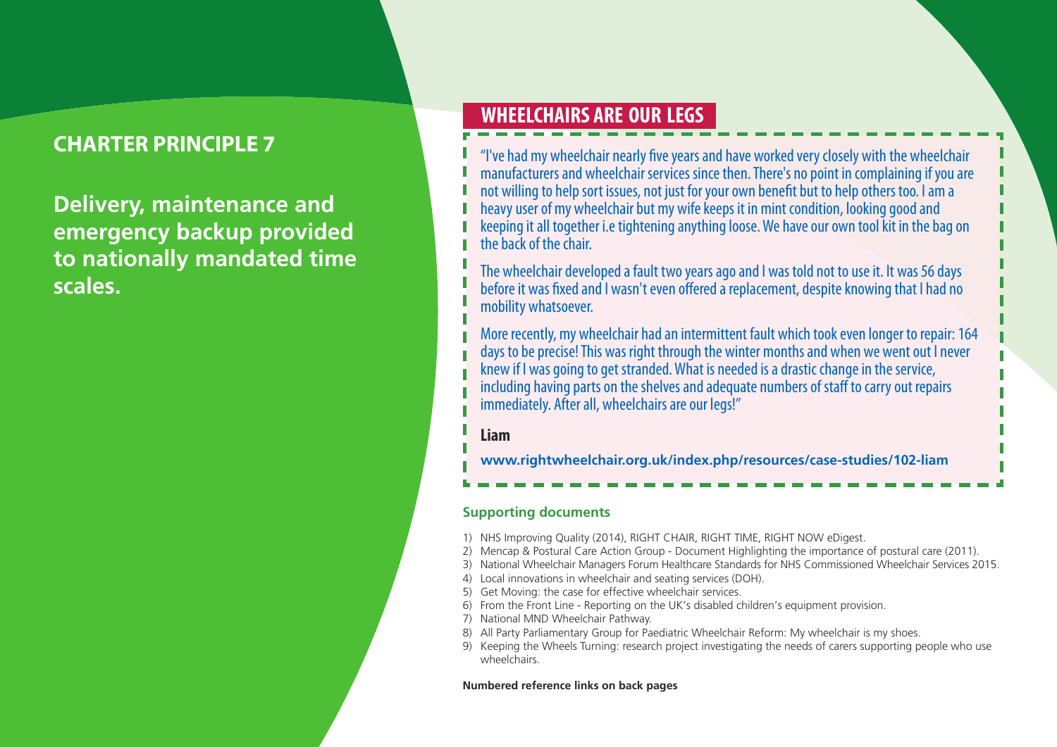## CHARTER PRINCIPLE 7

**Delivery, maintenance and emergency backup provided to nationally mandated time scales.**

## WHEELCHAIRS ARE OUR LEGS

"I've had my wheelchair nearly five years and have worked very closely with the wheelchair manufacturers and wheelchair services since then. There's no point in complaining if you are not willing to help sort issues, not just for your own benefit but to help others too. I am a heavy user of my wheelchair but my wife keeps it in mint condition, looking good and keeping it all together i.e tightening anything loose. We have our own tool kit in the bag on the back of the chair.

The wheelchair developed a fault two years ago and I was told not to use it. It was 56 days before it was fixed and I wasn't even offered a replacement, despite knowing that I had no mobility whatsoever.

More recently, my wheelchair had an intermittent fault which took even longer to repair: 164 days to be precise! This was right through the winter months and when we went out I never knew if I was going to get stranded. What is needed is a drastic change in the service, including having parts on the shelves and adequate numbers of staff to carry out repairs immediately. After all, wheelchairs are our legs!"

**Liam**

**www.rightwheelchair.org.uk/index.php/resources/case-studies/102-liam**

### Supporting documents

1) NHS Improving Quality (2014), RIGHT CHAIR, RIGHT TIME, RIGHT NOW eDigest.
2) Mencap & Postural Care Action Group - Document Highlighting the importance of postural care (2011).
3) National Wheelchair Managers Forum Healthcare Standards for NHS Commissioned Wheelchair Services 2015.
4) Local innovations in wheelchair and seating services (DOH).
5) Get Moving: the case for effective wheelchair services.
6) From the Front Line - Reporting on the UK's disabled children's equipment provision.
7) National MND Wheelchair Pathway.
8) All Party Parliamentary Group for Paediatric Wheelchair Reform: My wheelchair is my shoes.
9) Keeping the Wheels Turning: research project investigating the needs of carers supporting people who use wheelchairs.

**Numbered reference links on back pages**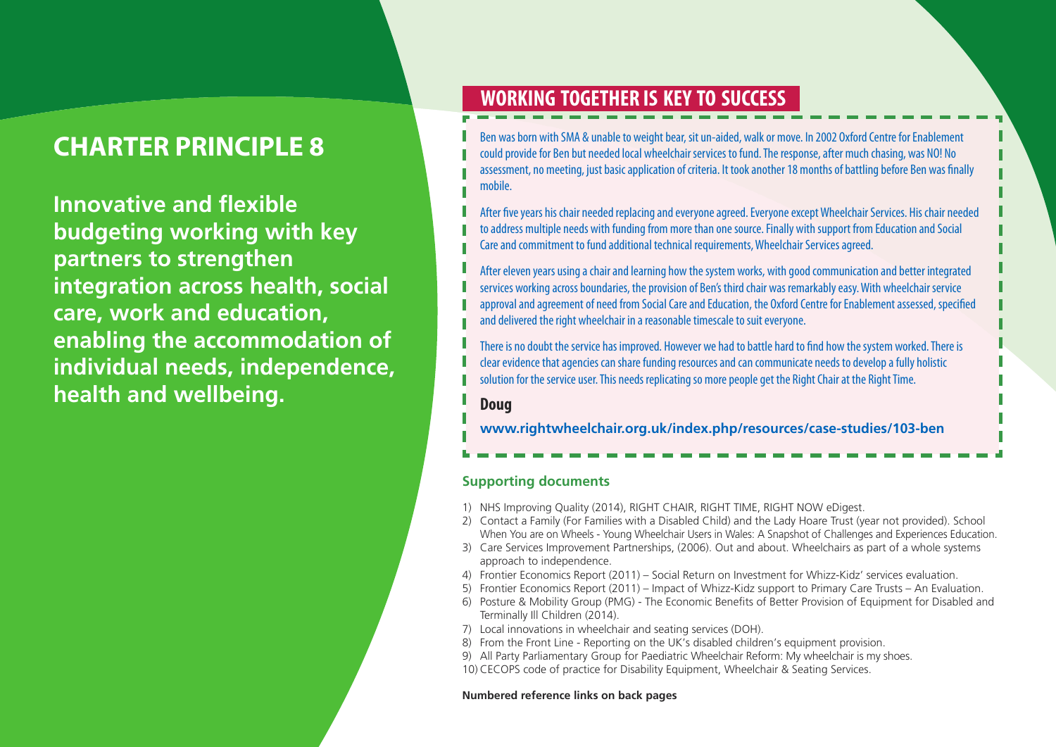# CHARTER PRINCIPLE 8

**Innovative and flexible budgeting working with key partners to strengthen integration across health, social care, work and education, enabling the accommodation of individual needs, independence, health and wellbeing.**

## WORKING TOGETHER IS KEY TO SUCCESS

Ben was born with SMA & unable to weight bear, sit un-aided, walk or move. In 2002 Oxford Centre for Enablement could provide for Ben but needed local wheelchair services to fund. The response, after much chasing, was NO! No assessment, no meeting, just basic application of criteria. It took another 18 months of battling before Ben was finally mobile.

After five years his chair needed replacing and everyone agreed. Everyone except Wheelchair Services. His chair needed to address multiple needs with funding from more than one source. Finally with support from Education and Social Care and commitment to fund additional technical requirements, Wheelchair Services agreed.

After eleven years using a chair and learning how the system works, with good communication and better integrated services working across boundaries, the provision of Ben's third chair was remarkably easy. With wheelchair service approval and agreement of need from Social Care and Education, the Oxford Centre for Enablement assessed, specified and delivered the right wheelchair in a reasonable timescale to suit everyone.

There is no doubt the service has improved. However we had to battle hard to find how the system worked. There is clear evidence that agencies can share funding resources and can communicate needs to develop a fully holistic solution for the service user. This needs replicating so more people get the Right Chair at the Right Time.

**Doug**

**www.rightwheelchair.org.uk/index.php/resources/case-studies/103-ben**

### Supporting documents

1) NHS Improving Quality (2014), RIGHT CHAIR, RIGHT TIME, RIGHT NOW eDigest.
2) Contact a Family (For Families with a Disabled Child) and the Lady Hoare Trust (year not provided). School When You are on Wheels - Young Wheelchair Users in Wales: A Snapshot of Challenges and Experiences Education.
3) Care Services Improvement Partnerships, (2006). Out and about. Wheelchairs as part of a whole systems approach to independence.
4) Frontier Economics Report (2011) – Social Return on Investment for Whizz-Kidz' services evaluation.
5) Frontier Economics Report (2011) – Impact of Whizz-Kidz support to Primary Care Trusts – An Evaluation.
6) Posture & Mobility Group (PMG) - The Economic Benefits of Better Provision of Equipment for Disabled and Terminally Ill Children (2014).
7) Local innovations in wheelchair and seating services (DOH).
8) From the Front Line - Reporting on the UK's disabled children's equipment provision.
9) All Party Parliamentary Group for Paediatric Wheelchair Reform: My wheelchair is my shoes.
10) CECOPS code of practice for Disability Equipment, Wheelchair & Seating Services.

**Numbered reference links on back pages**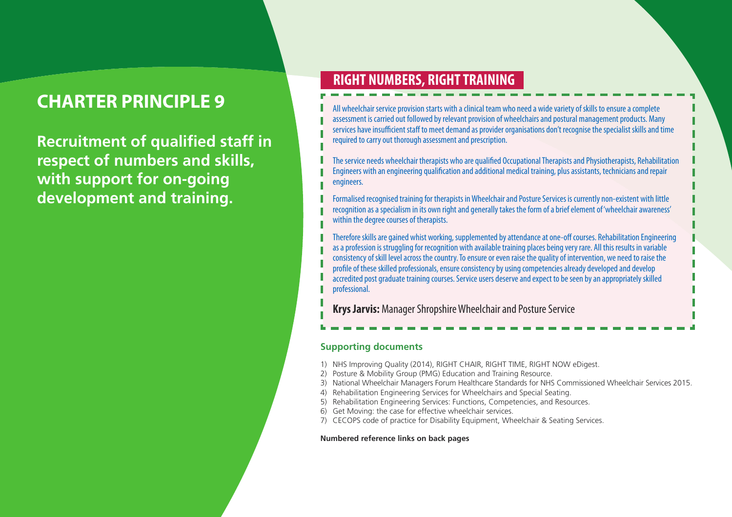# CHARTER PRINCIPLE 9

**Recruitment of qualified staff in respect of numbers and skills, with support for on-going development and training.**

## RIGHT NUMBERS, RIGHT TRAINING

All wheelchair service provision starts with a clinical team who need a wide variety of skills to ensure a complete assessment is carried out followed by relevant provision of wheelchairs and postural management products. Many services have insufficient staff to meet demand as provider organisations don't recognise the specialist skills and time required to carry out thorough assessment and prescription.

The service needs wheelchair therapists who are qualified Occupational Therapists and Physiotherapists, Rehabilitation Engineers with an engineering qualification and additional medical training, plus assistants, technicians and repair engineers.

Formalised recognised training for therapists in Wheelchair and Posture Services is currently non-existent with little recognition as a specialism in its own right and generally takes the form of a brief element of 'wheelchair awareness' within the degree courses of therapists.

Therefore skills are gained whist working, supplemented by attendance at one-off courses. Rehabilitation Engineering as a profession is struggling for recognition with available training places being very rare. All this results in variable consistency of skill level across the country. To ensure or even raise the quality of intervention, we need to raise the profile of these skilled professionals, ensure consistency by using competencies already developed and develop accredited post graduate training courses. Service users deserve and expect to be seen by an appropriately skilled professional.

**Krys Jarvis:** Manager Shropshire Wheelchair and Posture Service

### Supporting documents

1) NHS Improving Quality (2014), RIGHT CHAIR, RIGHT TIME, RIGHT NOW eDigest.
2) Posture & Mobility Group (PMG) Education and Training Resource.
3) National Wheelchair Managers Forum Healthcare Standards for NHS Commissioned Wheelchair Services 2015.
4) Rehabilitation Engineering Services for Wheelchairs and Special Seating.
5) Rehabilitation Engineering Services: Functions, Competencies, and Resources.
6) Get Moving: the case for effective wheelchair services.
7) CECOPS code of practice for Disability Equipment, Wheelchair & Seating Services.

**Numbered reference links on back pages**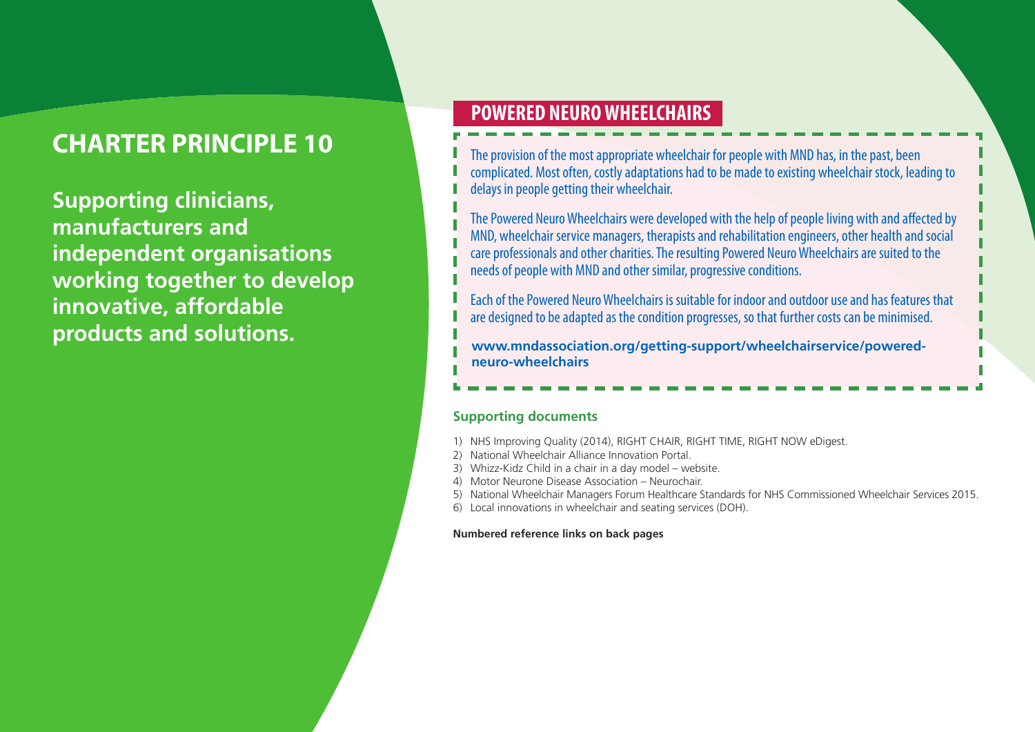# CHARTER PRINCIPLE 10

**Supporting clinicians, manufacturers and independent organisations working together to develop innovative, affordable products and solutions.**

## POWERED NEURO WHEELCHAIRS

The provision of the most appropriate wheelchair for people with MND has, in the past, been complicated. Most often, costly adaptations had to be made to existing wheelchair stock, leading to delays in people getting their wheelchair.

The Powered Neuro Wheelchairs were developed with the help of people living with and affected by MND, wheelchair service managers, therapists and rehabilitation engineers, other health and social care professionals and other charities. The resulting Powered Neuro Wheelchairs are suited to the needs of people with MND and other similar, progressive conditions.

Each of the Powered Neuro Wheelchairs is suitable for indoor and outdoor use and has features that are designed to be adapted as the condition progresses, so that further costs can be minimised.

**www.mndassociation.org/getting-support/wheelchairservice/powered-neuro-wheelchairs**

### Supporting documents

1) NHS Improving Quality (2014), RIGHT CHAIR, RIGHT TIME, RIGHT NOW eDigest.
2) National Wheelchair Alliance Innovation Portal.
3) Whizz-Kidz Child in a chair in a day model – website.
4) Motor Neurone Disease Association – Neurochair.
5) National Wheelchair Managers Forum Healthcare Standards for NHS Commissioned Wheelchair Services 2015.
6) Local innovations in wheelchair and seating services (DOH).

**Numbered reference links on back pages**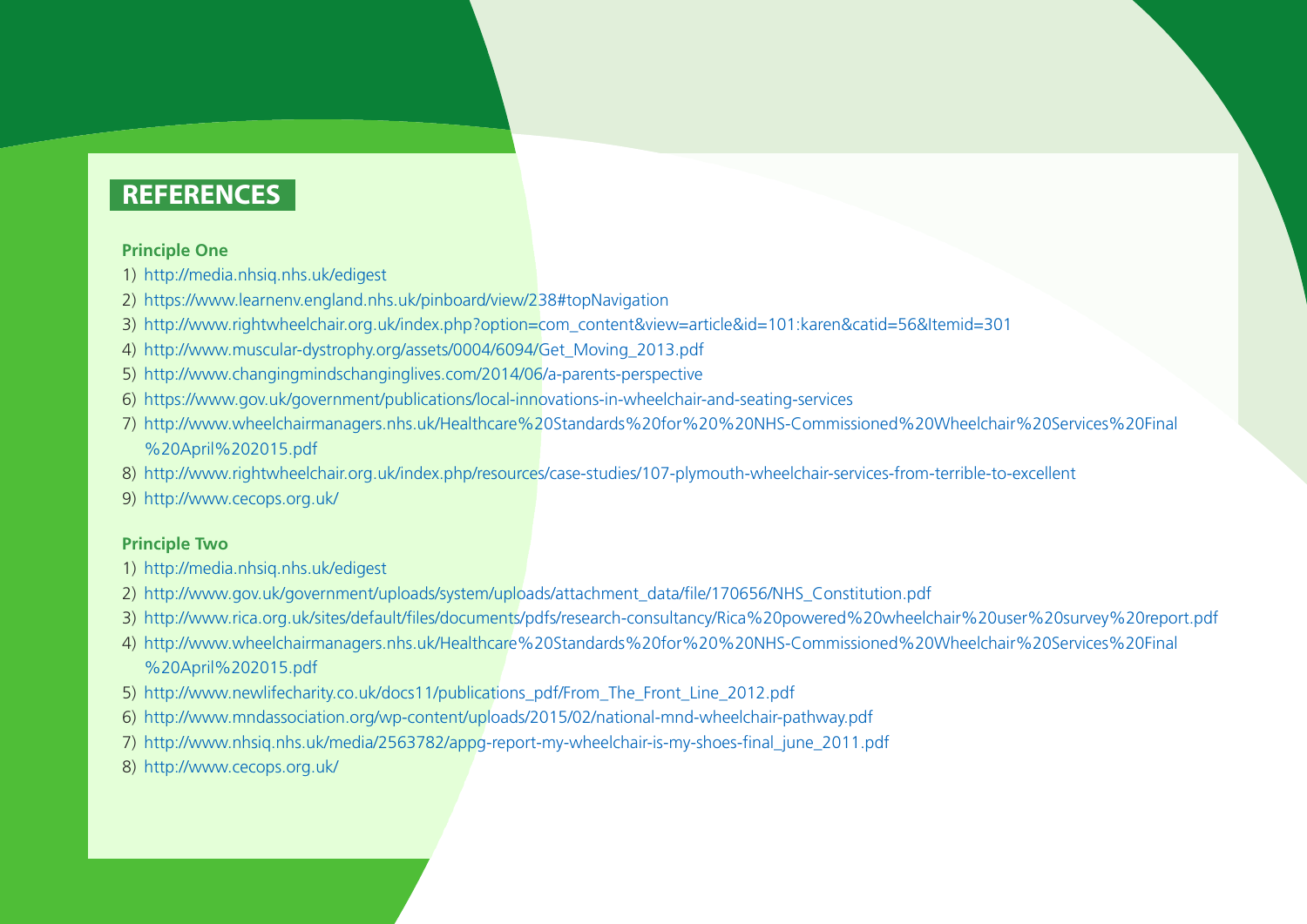# REFERENCES

**Principle One**

1) http://media.nhsiq.nhs.uk/edigest
2) https://www.learnenv.england.nhs.uk/pinboard/view/238#topNavigation
3) http://www.rightwheelchair.org.uk/index.php?option=com_content&view=article&id=101:karen&catid=56&Itemid=301
4) http://www.muscular-dystrophy.org/assets/0004/6094/Get_Moving_2013.pdf
5) http://www.changingmindschanginglives.com/2014/06/a-parents-perspective
6) https://www.gov.uk/government/publications/local-innovations-in-wheelchair-and-seating-services
7) http://www.wheelchairmanagers.nhs.uk/Healthcare%20Standards%20for%20%20NHS-Commissioned%20Wheelchair%20Services%20Final%20April%202015.pdf
8) http://www.rightwheelchair.org.uk/index.php/resources/case-studies/107-plymouth-wheelchair-services-from-terrible-to-excellent
9) http://www.cecops.org.uk/

**Principle Two**

1) http://media.nhsiq.nhs.uk/edigest
2) http://www.gov.uk/government/uploads/system/uploads/attachment_data/file/170656/NHS_Constitution.pdf
3) http://www.rica.org.uk/sites/default/files/documents/pdfs/research-consultancy/Rica%20powered%20wheelchair%20user%20survey%20report.pdf
4) http://www.wheelchairmanagers.nhs.uk/Healthcare%20Standards%20for%20%20NHS-Commissioned%20Wheelchair%20Services%20Final%20April%202015.pdf
5) http://www.newlifecharity.co.uk/docs11/publications_pdf/From_The_Front_Line_2012.pdf
6) http://www.mndassociation.org/wp-content/uploads/2015/02/national-mnd-wheelchair-pathway.pdf
7) http://www.nhsiq.nhs.uk/media/2563782/appg-report-my-wheelchair-is-my-shoes-final_june_2011.pdf
8) http://www.cecops.org.uk/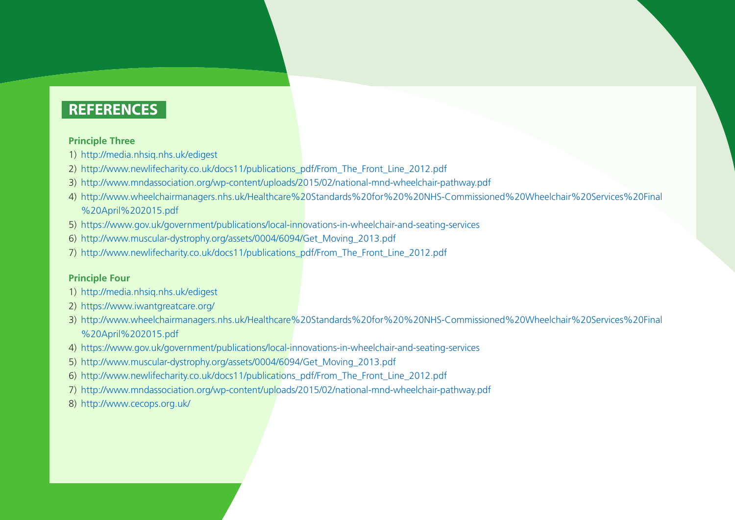## REFERENCES

**Principle Three**

1) http://media.nhsiq.nhs.uk/edigest
2) http://www.newlifecharity.co.uk/docs11/publications_pdf/From_The_Front_Line_2012.pdf
3) http://www.mndassociation.org/wp-content/uploads/2015/02/national-mnd-wheelchair-pathway.pdf
4) http://www.wheelchairmanagers.nhs.uk/Healthcare%20Standards%20for%20%20NHS-Commissioned%20Wheelchair%20Services%20Final%20April%202015.pdf
5) https://www.gov.uk/government/publications/local-innovations-in-wheelchair-and-seating-services
6) http://www.muscular-dystrophy.org/assets/0004/6094/Get_Moving_2013.pdf
7) http://www.newlifecharity.co.uk/docs11/publications_pdf/From_The_Front_Line_2012.pdf

**Principle Four**

1) http://media.nhsiq.nhs.uk/edigest
2) https://www.iwantgreatcare.org/
3) http://www.wheelchairmanagers.nhs.uk/Healthcare%20Standards%20for%20%20NHS-Commissioned%20Wheelchair%20Services%20Final%20April%202015.pdf
4) https://www.gov.uk/government/publications/local-innovations-in-wheelchair-and-seating-services
5) http://www.muscular-dystrophy.org/assets/0004/6094/Get_Moving_2013.pdf
6) http://www.newlifecharity.co.uk/docs11/publications_pdf/From_The_Front_Line_2012.pdf
7) http://www.mndassociation.org/wp-content/uploads/2015/02/national-mnd-wheelchair-pathway.pdf
8) http://www.cecops.org.uk/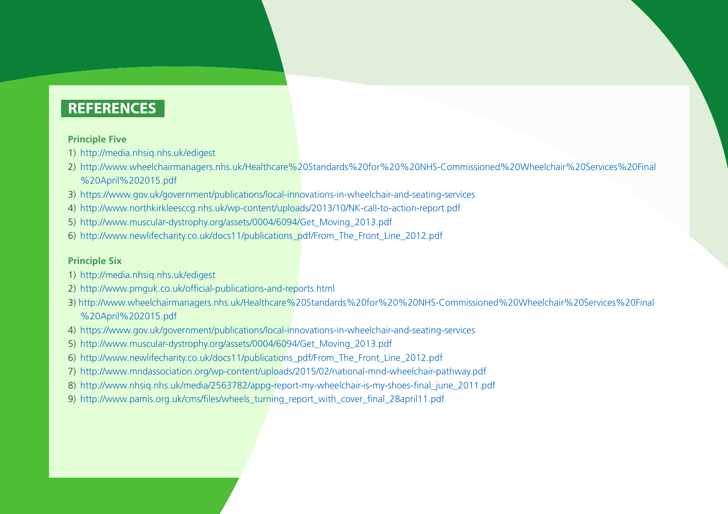## REFERENCES

### Principle Five

1) http://media.nhsiq.nhs.uk/edigest
2) http://www.wheelchairmanagers.nhs.uk/Healthcare%20Standards%20for%20%20NHS-Commissioned%20Wheelchair%20Services%20Final%20April%202015.pdf
3) https://www.gov.uk/government/publications/local-innovations-in-wheelchair-and-seating-services
4) http://www.northkirkleesccg.nhs.uk/wp-content/uploads/2013/10/NK-call-to-action-report.pdf
5) http://www.muscular-dystrophy.org/assets/0004/6094/Get_Moving_2013.pdf
6) http://www.newlifecharity.co.uk/docs11/publications_pdf/From_The_Front_Line_2012.pdf

### Principle Six

1) http://media.nhsiq.nhs.uk/edigest
2) http://www.pmguk.co.uk/official-publications-and-reports.html
3) http://www.wheelchairmanagers.nhs.uk/Healthcare%20Standards%20for%20%20NHS-Commissioned%20Wheelchair%20Services%20Final%20April%202015.pdf
4) https://www.gov.uk/government/publications/local-innovations-in-wheelchair-and-seating-services
5) http://www.muscular-dystrophy.org/assets/0004/6094/Get_Moving_2013.pdf
6) http://www.newlifecharity.co.uk/docs11/publications_pdf/From_The_Front_Line_2012.pdf
7) http://www.mndassociation.org/wp-content/uploads/2015/02/national-mnd-wheelchair-pathway.pdf
8) http://www.nhsiq.nhs.uk/media/2563782/appg-report-my-wheelchair-is-my-shoes-final_june_2011.pdf
9) http://www.pamis.org.uk/cms/files/wheels_turning_report_with_cover_final_28april11.pdf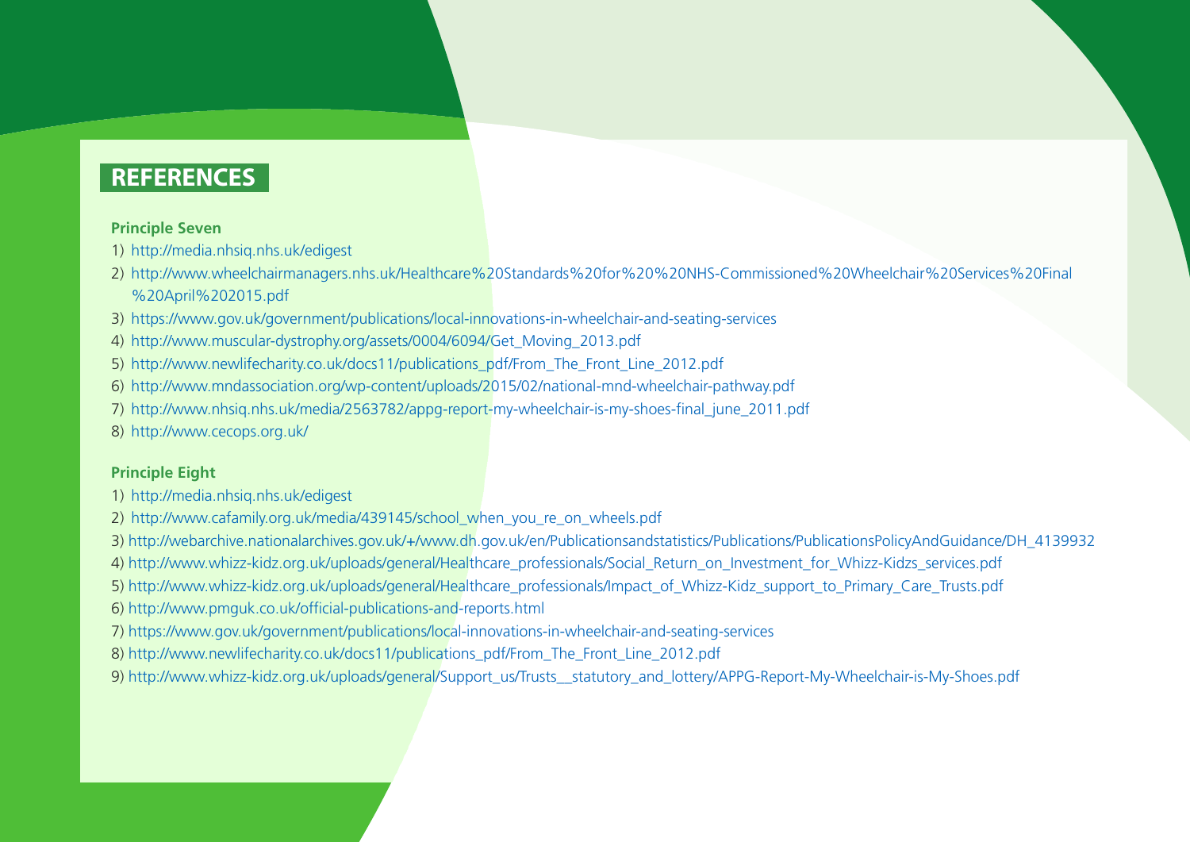## REFERENCES

### Principle Seven

1) http://media.nhsiq.nhs.uk/edigest
2) http://www.wheelchairmanagers.nhs.uk/Healthcare%20Standards%20for%20%20NHS-Commissioned%20Wheelchair%20Services%20Final%20April%202015.pdf
3) https://www.gov.uk/government/publications/local-innovations-in-wheelchair-and-seating-services
4) http://www.muscular-dystrophy.org/assets/0004/6094/Get_Moving_2013.pdf
5) http://www.newlifecharity.co.uk/docs11/publications_pdf/From_The_Front_Line_2012.pdf
6) http://www.mndassociation.org/wp-content/uploads/2015/02/national-mnd-wheelchair-pathway.pdf
7) http://www.nhsiq.nhs.uk/media/2563782/appg-report-my-wheelchair-is-my-shoes-final_june_2011.pdf
8) http://www.cecops.org.uk/

### Principle Eight

1) http://media.nhsiq.nhs.uk/edigest
2) http://www.cafamily.org.uk/media/439145/school_when_you_re_on_wheels.pdf
3) http://webarchive.nationalarchives.gov.uk/+/www.dh.gov.uk/en/Publicationsandstatistics/Publications/PublicationsPolicyAndGuidance/DH_4139932
4) http://www.whizz-kidz.org.uk/uploads/general/Healthcare_professionals/Social_Return_on_Investment_for_Whizz-Kidzs_services.pdf
5) http://www.whizz-kidz.org.uk/uploads/general/Healthcare_professionals/Impact_of_Whizz-Kidz_support_to_Primary_Care_Trusts.pdf
6) http://www.pmguk.co.uk/official-publications-and-reports.html
7) https://www.gov.uk/government/publications/local-innovations-in-wheelchair-and-seating-services
8) http://www.newlifecharity.co.uk/docs11/publications_pdf/From_The_Front_Line_2012.pdf
9) http://www.whizz-kidz.org.uk/uploads/general/Support_us/Trusts__statutory_and_lottery/APPG-Report-My-Wheelchair-is-My-Shoes.pdf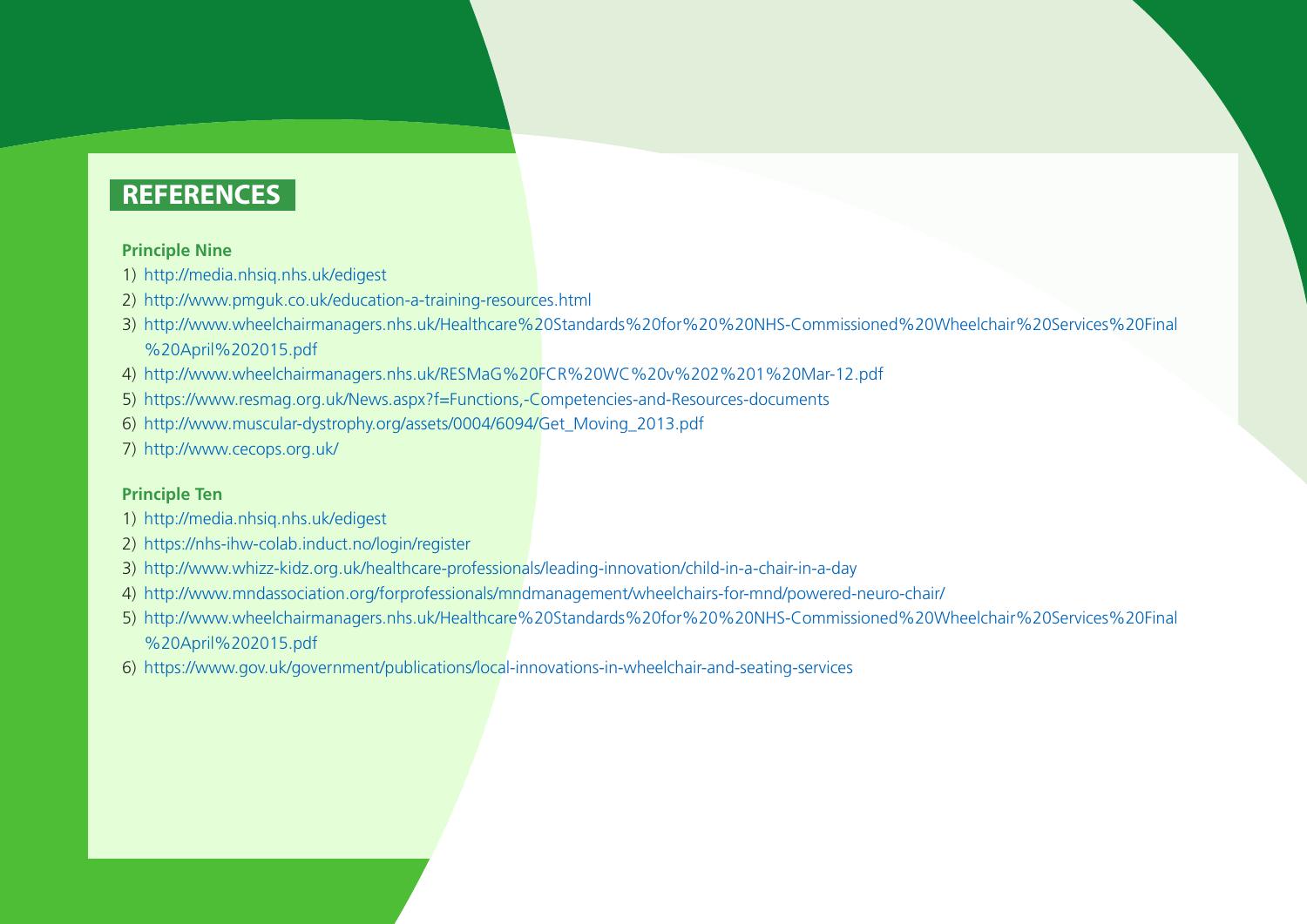## REFERENCES

**Principle Nine**

1) http://media.nhsiq.nhs.uk/edigest
2) http://www.pmguk.co.uk/education-a-training-resources.html
3) http://www.wheelchairmanagers.nhs.uk/Healthcare%20Standards%20for%20%20NHS-Commissioned%20Wheelchair%20Services%20Final%20April%202015.pdf
4) http://www.wheelchairmanagers.nhs.uk/RESMaG%20FCR%20WC%20v%202%201%20Mar-12.pdf
5) https://www.resmag.org.uk/News.aspx?f=Functions,-Competencies-and-Resources-documents
6) http://www.muscular-dystrophy.org/assets/0004/6094/Get_Moving_2013.pdf
7) http://www.cecops.org.uk/

**Principle Ten**

1) http://media.nhsiq.nhs.uk/edigest
2) https://nhs-ihw-colab.induct.no/login/register
3) http://www.whizz-kidz.org.uk/healthcare-professionals/leading-innovation/child-in-a-chair-in-a-day
4) http://www.mndassociation.org/forprofessionals/mndmanagement/wheelchairs-for-mnd/powered-neuro-chair/
5) http://www.wheelchairmanagers.nhs.uk/Healthcare%20Standards%20for%20%20NHS-Commissioned%20Wheelchair%20Services%20Final%20April%202015.pdf
6) https://www.gov.uk/government/publications/local-innovations-in-wheelchair-and-seating-services